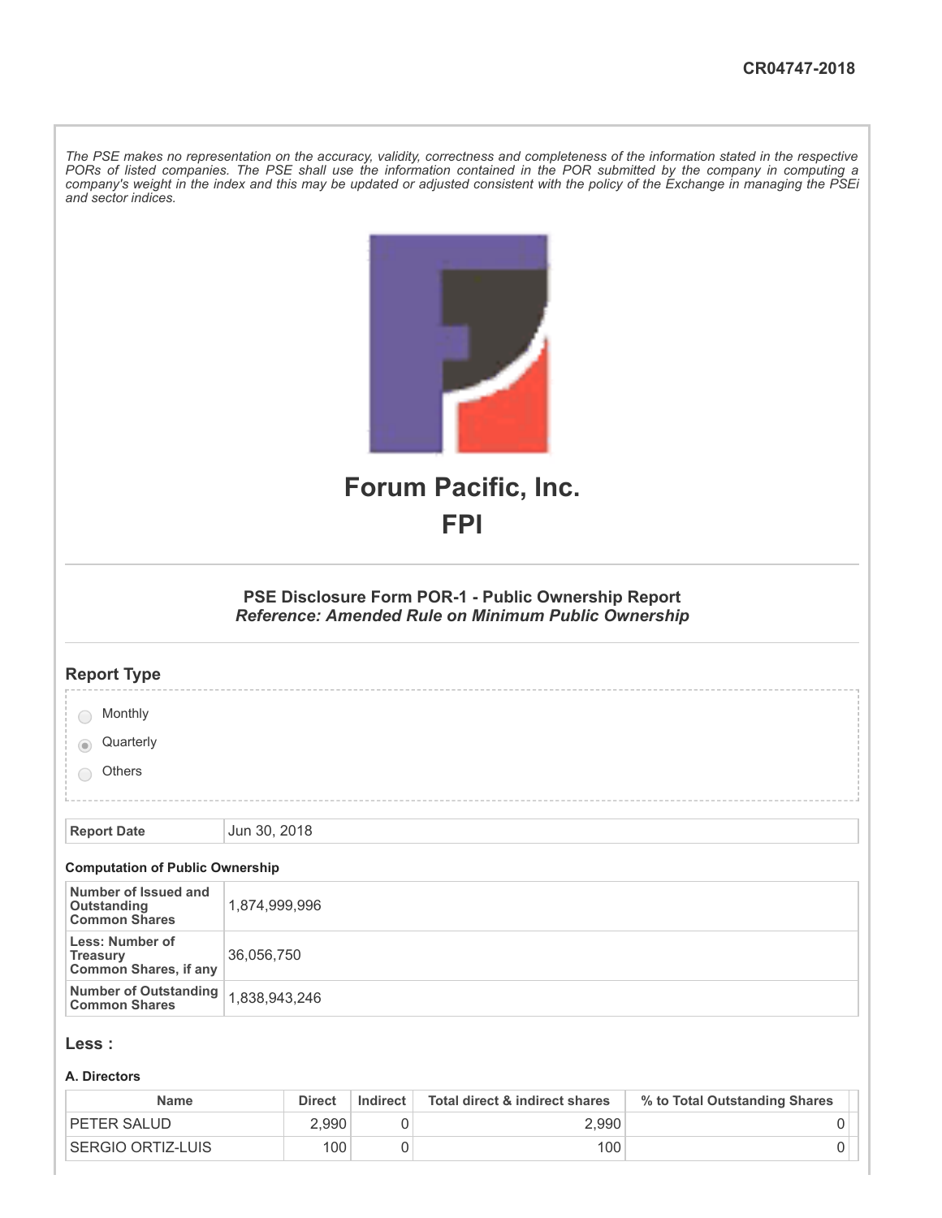CR04747-2018

*The PSE makes no representation on the accuracy, validity, correctness and completeness of the information stated in the respective PORs of listed companies. The PSE shall use the information contained in the POR submitted by the company in computing a company's weight in the index and this may be updated or adjusted consistent with the policy of the Exchange in managing the PSEi and sector indices.*

# Forum Pacific, Inc.
# FPI

### PSE Disclosure Form POR-1 - Public Ownership Report
### *Reference: Amended Rule on Minimum Public Ownership*

## Report Type

- Monthly
- (selected) Quarterly
- Others

| Report Date | Jun 30, 2018 |
|---|---|

**Computation of Public Ownership**

| | |
|---|---|
| **Number of Issued and Outstanding Common Shares** | 1,874,999,996 |
| **Less: Number of Treasury Common Shares, if any** | 36,056,750 |
| **Number of Outstanding Common Shares** | 1,838,943,246 |

## Less :

**A. Directors**

| Name | Direct | Indirect | Total direct & indirect shares | % to Total Outstanding Shares |
|---|---|---|---|---|
| PETER SALUD | 2,990 | 0 | 2,990 | 0 |
| SERGIO ORTIZ-LUIS | 100 | 0 | 100 | 0 |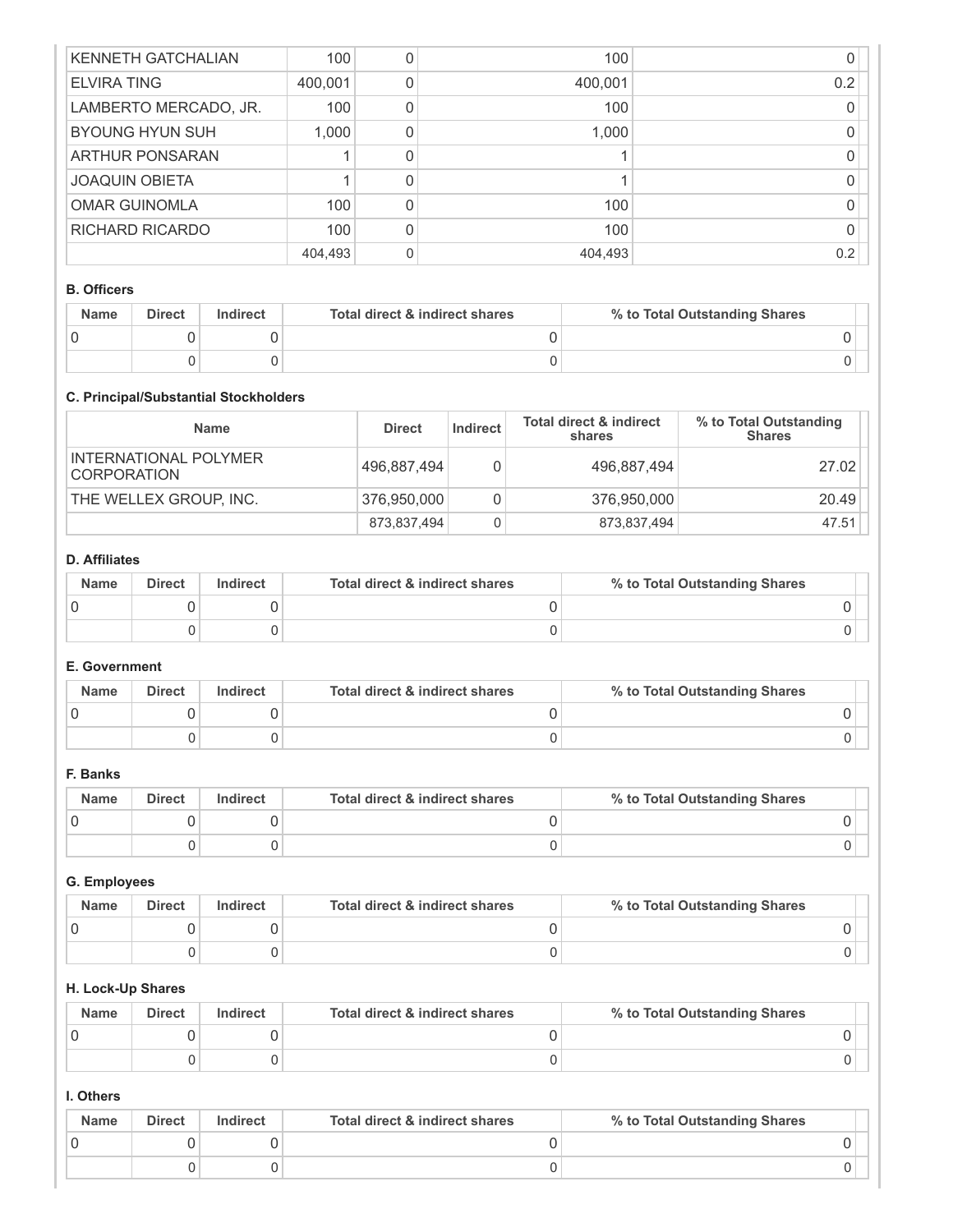| | | | | |
|---|---|---|---|---|
| KENNETH GATCHALIAN | 100 | 0 | 100 | 0 |
| ELVIRA TING | 400,001 | 0 | 400,001 | 0.2 |
| LAMBERTO MERCADO, JR. | 100 | 0 | 100 | 0 |
| BYOUNG HYUN SUH | 1,000 | 0 | 1,000 | 0 |
| ARTHUR PONSARAN | 1 | 0 | 1 | 0 |
| JOAQUIN OBIETA | 1 | 0 | 1 | 0 |
| OMAR GUINOMLA | 100 | 0 | 100 | 0 |
| RICHARD RICARDO | 100 | 0 | 100 | 0 |
| | 404,493 | 0 | 404,493 | 0.2 |

**B. Officers**

| Name | Direct | Indirect | Total direct & indirect shares | % to Total Outstanding Shares |
|---|---|---|---|---|
| 0 | 0 | 0 | 0 | 0 |
| | 0 | 0 | 0 | 0 |

**C. Principal/Substantial Stockholders**

| Name | Direct | Indirect | Total direct & indirect shares | % to Total Outstanding Shares |
|---|---|---|---|---|
| INTERNATIONAL POLYMER CORPORATION | 496,887,494 | 0 | 496,887,494 | 27.02 |
| THE WELLEX GROUP, INC. | 376,950,000 | 0 | 376,950,000 | 20.49 |
| | 873,837,494 | 0 | 873,837,494 | 47.51 |

**D. Affiliates**

| Name | Direct | Indirect | Total direct & indirect shares | % to Total Outstanding Shares |
|---|---|---|---|---|
| 0 | 0 | 0 | 0 | 0 |
| | 0 | 0 | 0 | 0 |

**E. Government**

| Name | Direct | Indirect | Total direct & indirect shares | % to Total Outstanding Shares |
|---|---|---|---|---|
| 0 | 0 | 0 | 0 | 0 |
| | 0 | 0 | 0 | 0 |

**F. Banks**

| Name | Direct | Indirect | Total direct & indirect shares | % to Total Outstanding Shares |
|---|---|---|---|---|
| 0 | 0 | 0 | 0 | 0 |
| | 0 | 0 | 0 | 0 |

**G. Employees**

| Name | Direct | Indirect | Total direct & indirect shares | % to Total Outstanding Shares |
|---|---|---|---|---|
| 0 | 0 | 0 | 0 | 0 |
| | 0 | 0 | 0 | 0 |

**H. Lock-Up Shares**

| Name | Direct | Indirect | Total direct & indirect shares | % to Total Outstanding Shares |
|---|---|---|---|---|
| 0 | 0 | 0 | 0 | 0 |
| | 0 | 0 | 0 | 0 |

**I. Others**

| Name | Direct | Indirect | Total direct & indirect shares | % to Total Outstanding Shares |
|---|---|---|---|---|
| 0 | 0 | 0 | 0 | 0 |
| | 0 | 0 | 0 | 0 |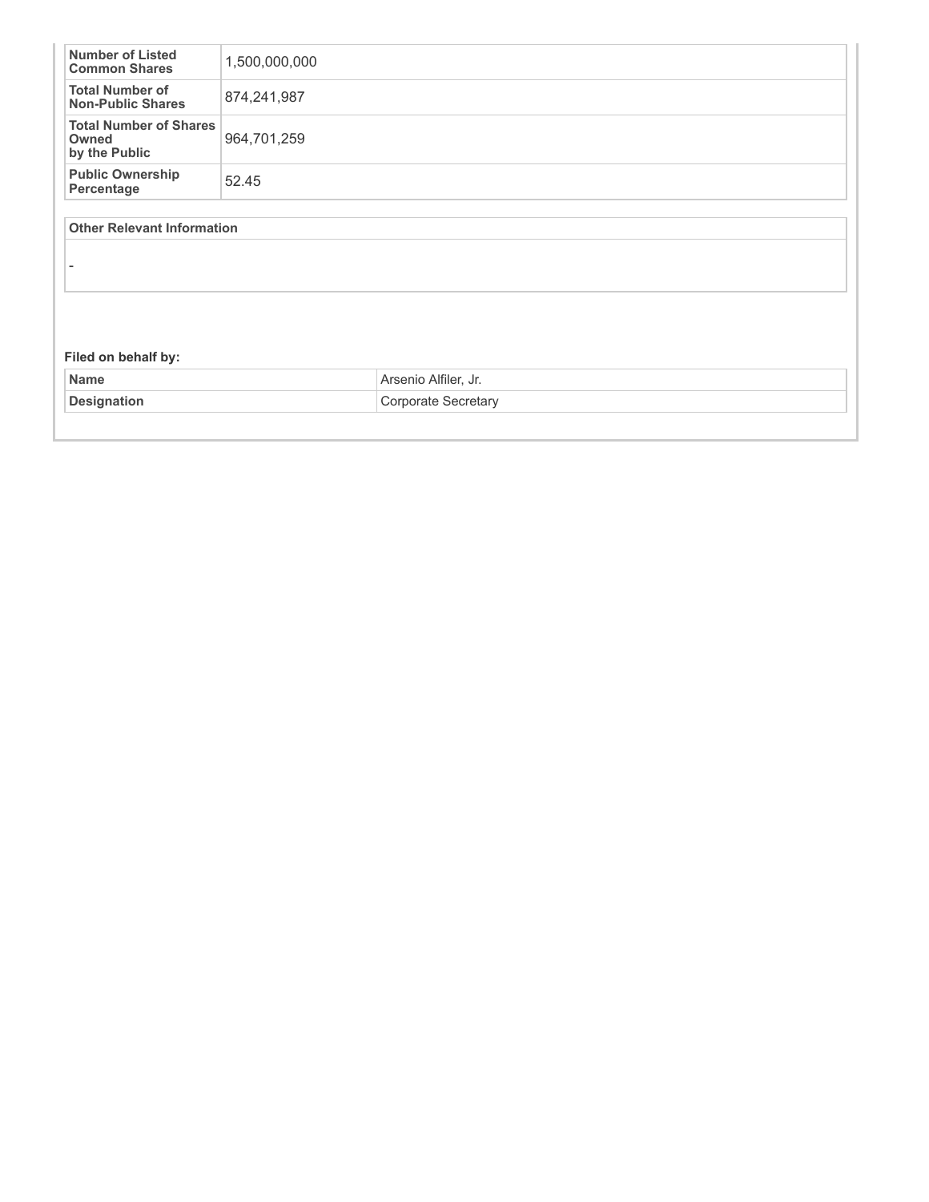| | |
|---|---|
| **Number of Listed Common Shares** | 1,500,000,000 |
| **Total Number of Non-Public Shares** | 874,241,987 |
| **Total Number of Shares Owned by the Public** | 964,701,259 |
| **Public Ownership Percentage** | 52.45 |

| **Other Relevant Information** |
|---|
| - |

**Filed on behalf by:**

| | |
|---|---|
| **Name** | Arsenio Alfiler, Jr. |
| **Designation** | Corporate Secretary |